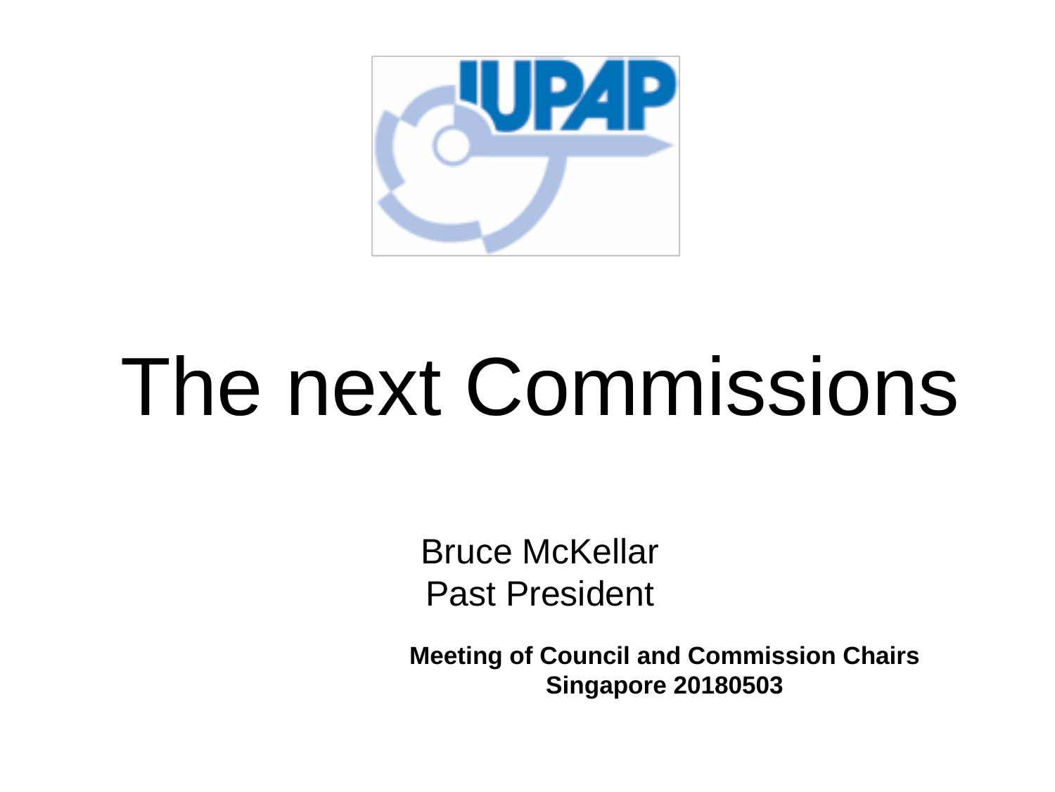# The next Commissions

Bruce McKellar
Past President

**Meeting of Council and Commission Chairs**
**Singapore 20180503**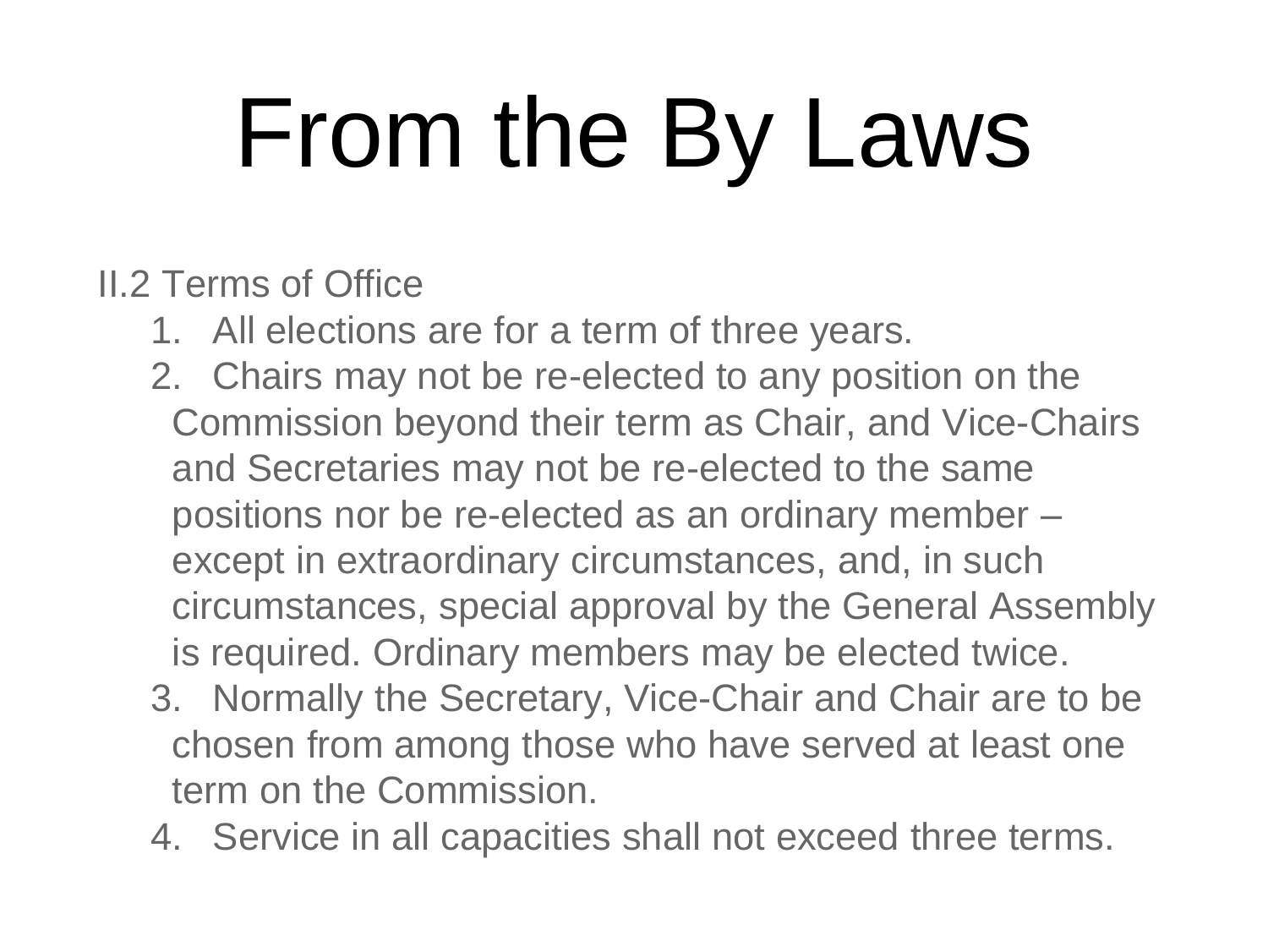# From the By Laws

II.2 Terms of Office

1. All elections are for a term of three years.
2. Chairs may not be re-elected to any position on the Commission beyond their term as Chair, and Vice-Chairs and Secretaries may not be re-elected to the same positions nor be re-elected as an ordinary member – except in extraordinary circumstances, and, in such circumstances, special approval by the General Assembly is required. Ordinary members may be elected twice.
3. Normally the Secretary, Vice-Chair and Chair are to be chosen from among those who have served at least one term on the Commission.
4. Service in all capacities shall not exceed three terms.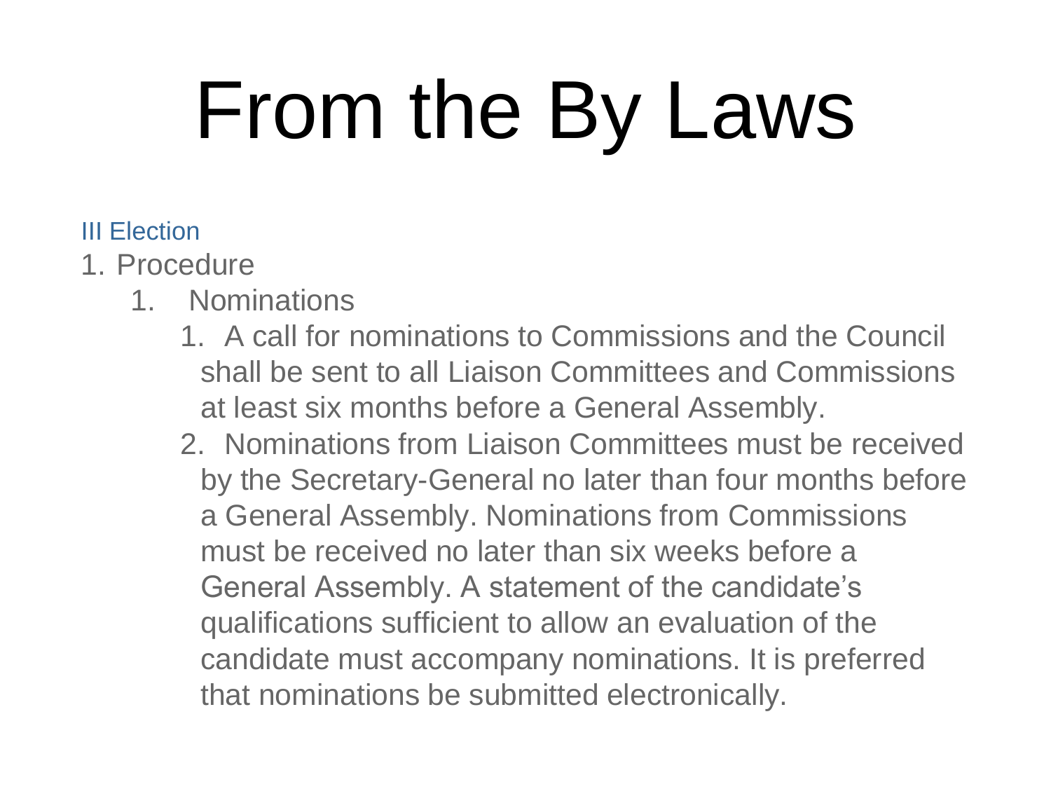# From the By Laws

III Election

1. Procedure
    1. Nominations
        1. A call for nominations to Commissions and the Council shall be sent to all Liaison Committees and Commissions at least six months before a General Assembly.
        2. Nominations from Liaison Committees must be received by the Secretary-General no later than four months before a General Assembly. Nominations from Commissions must be received no later than six weeks before a General Assembly. A statement of the candidate's qualifications sufficient to allow an evaluation of the candidate must accompany nominations. It is preferred that nominations be submitted electronically.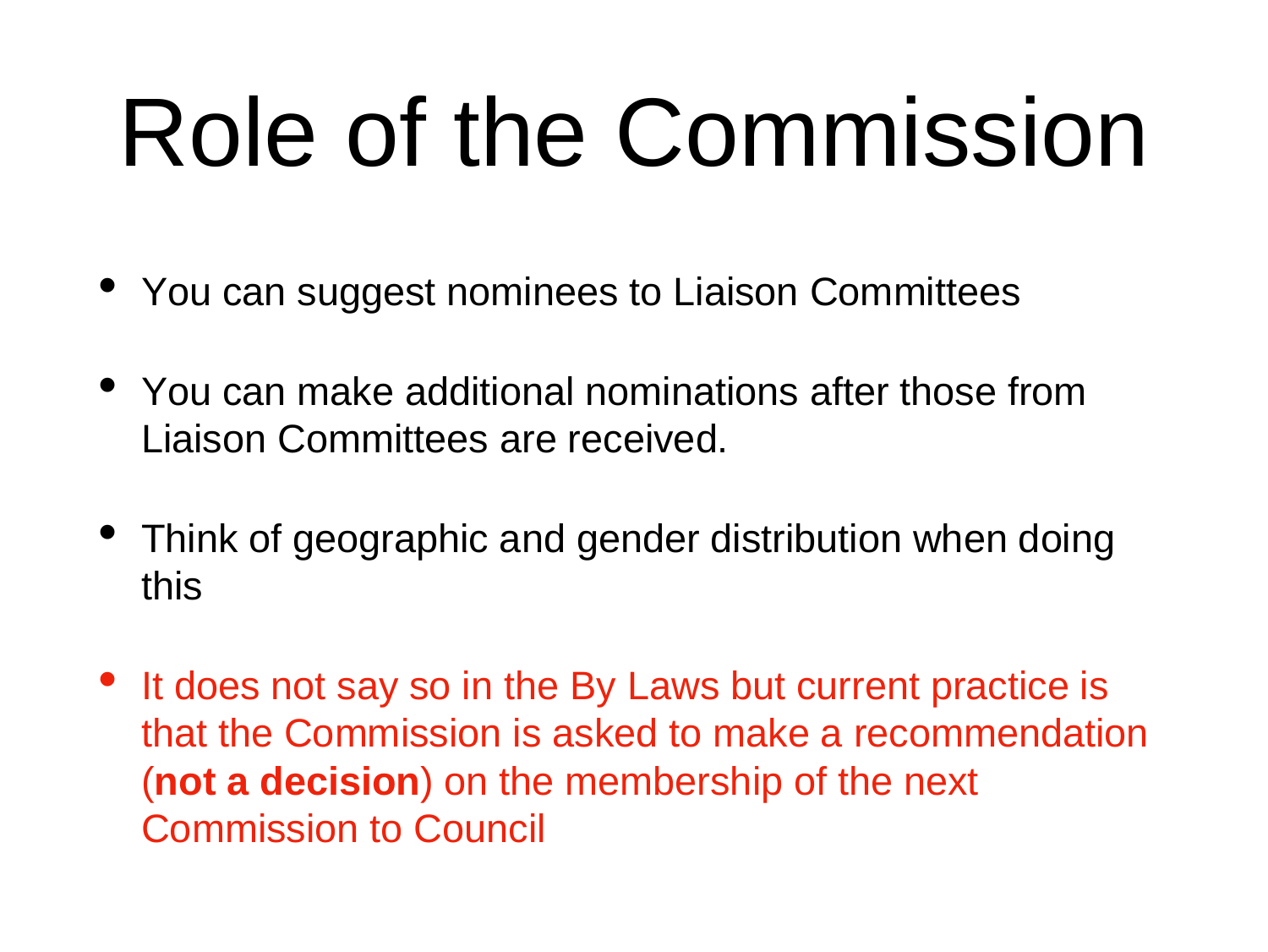# Role of the Commission

- You can suggest nominees to Liaison Committees
- You can make additional nominations after those from Liaison Committees are received.
- Think of geographic and gender distribution when doing this
- It does not say so in the By Laws but current practice is that the Commission is asked to make a recommendation (**not a decision**) on the membership of the next Commission to Council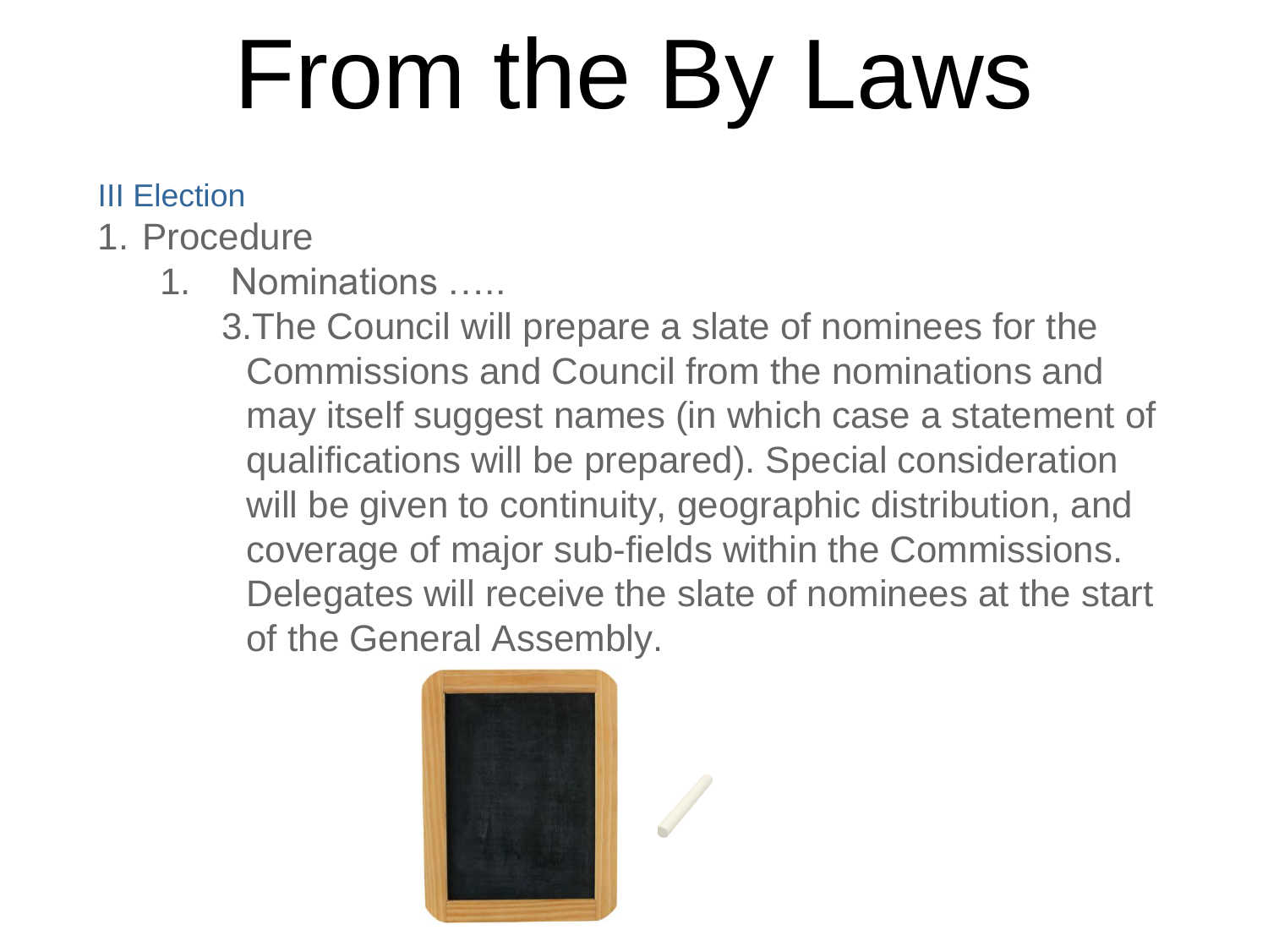# From the By Laws

III Election

1. Procedure
    1. Nominations …..
        3. The Council will prepare a slate of nominees for the Commissions and Council from the nominations and may itself suggest names (in which case a statement of qualifications will be prepared). Special consideration will be given to continuity, geographic distribution, and coverage of major sub-fields within the Commissions. Delegates will receive the slate of nominees at the start of the General Assembly.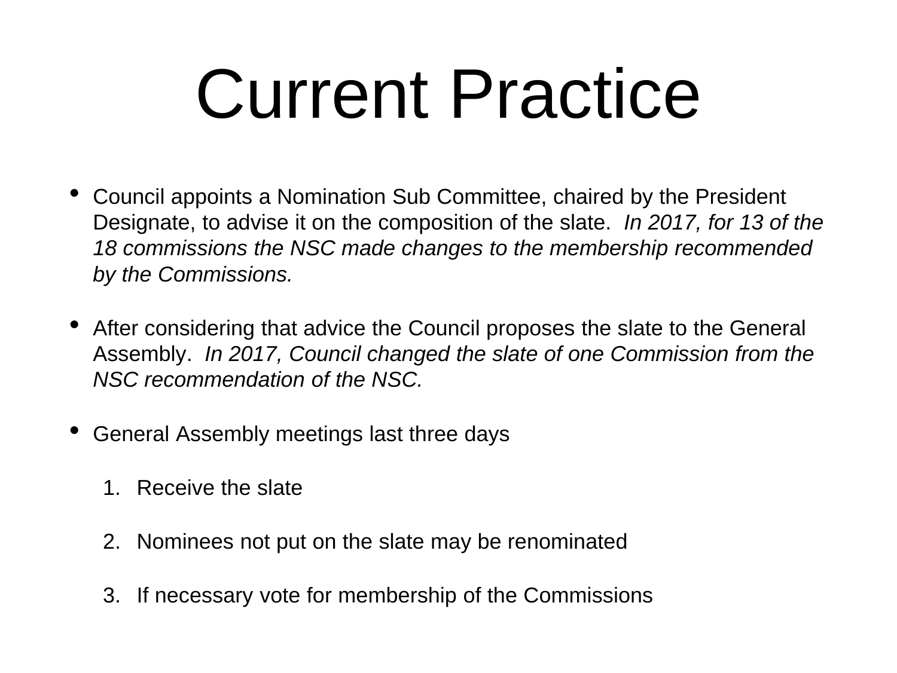# Current Practice

- Council appoints a Nomination Sub Committee, chaired by the President Designate, to advise it on the composition of the slate. *In 2017, for 13 of the 18 commissions the NSC made changes to the membership recommended by the Commissions.*

- After considering that advice the Council proposes the slate to the General Assembly. *In 2017, Council changed the slate of one Commission from the NSC recommendation of the NSC.*

- General Assembly meetings last three days

  1. Receive the slate

  2. Nominees not put on the slate may be renominated

  3. If necessary vote for membership of the Commissions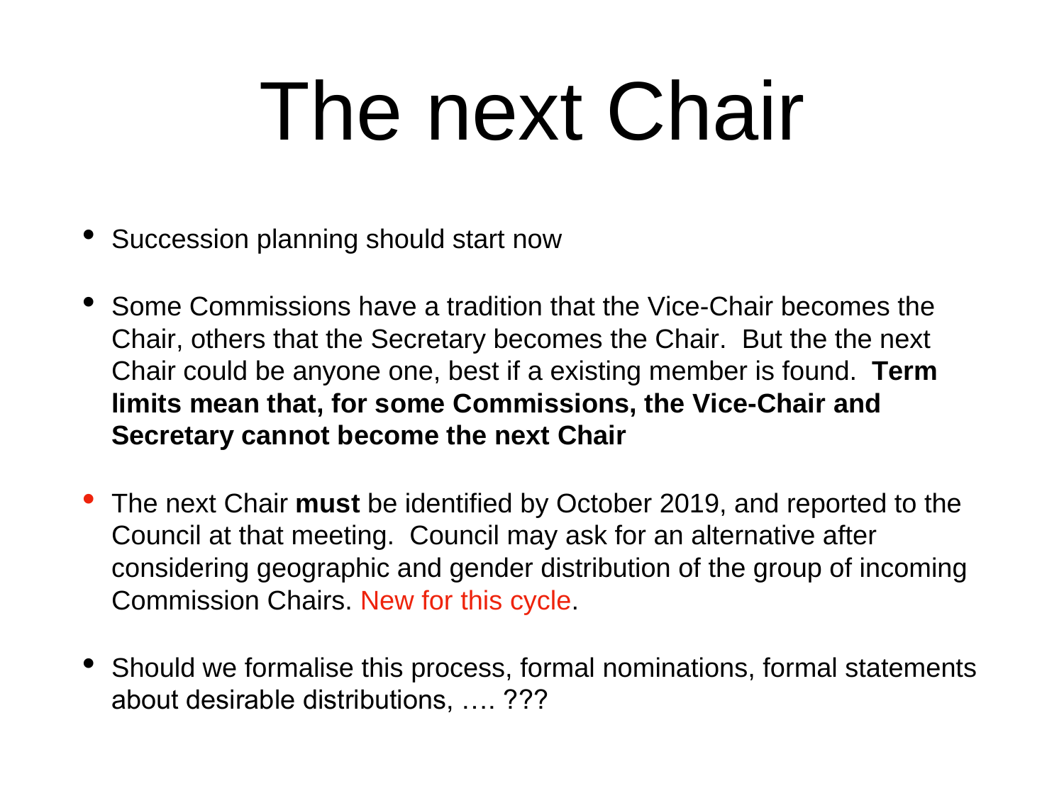# The next Chair

- Succession planning should start now
- Some Commissions have a tradition that the Vice-Chair becomes the Chair, others that the Secretary becomes the Chair. But the the next Chair could be anyone one, best if a existing member is found. **Term limits mean that, for some Commissions, the Vice-Chair and Secretary cannot become the next Chair**
- The next Chair **must** be identified by October 2019, and reported to the Council at that meeting. Council may ask for an alternative after considering geographic and gender distribution of the group of incoming Commission Chairs. New for this cycle.
- Should we formalise this process, formal nominations, formal statements about desirable distributions, …. ???